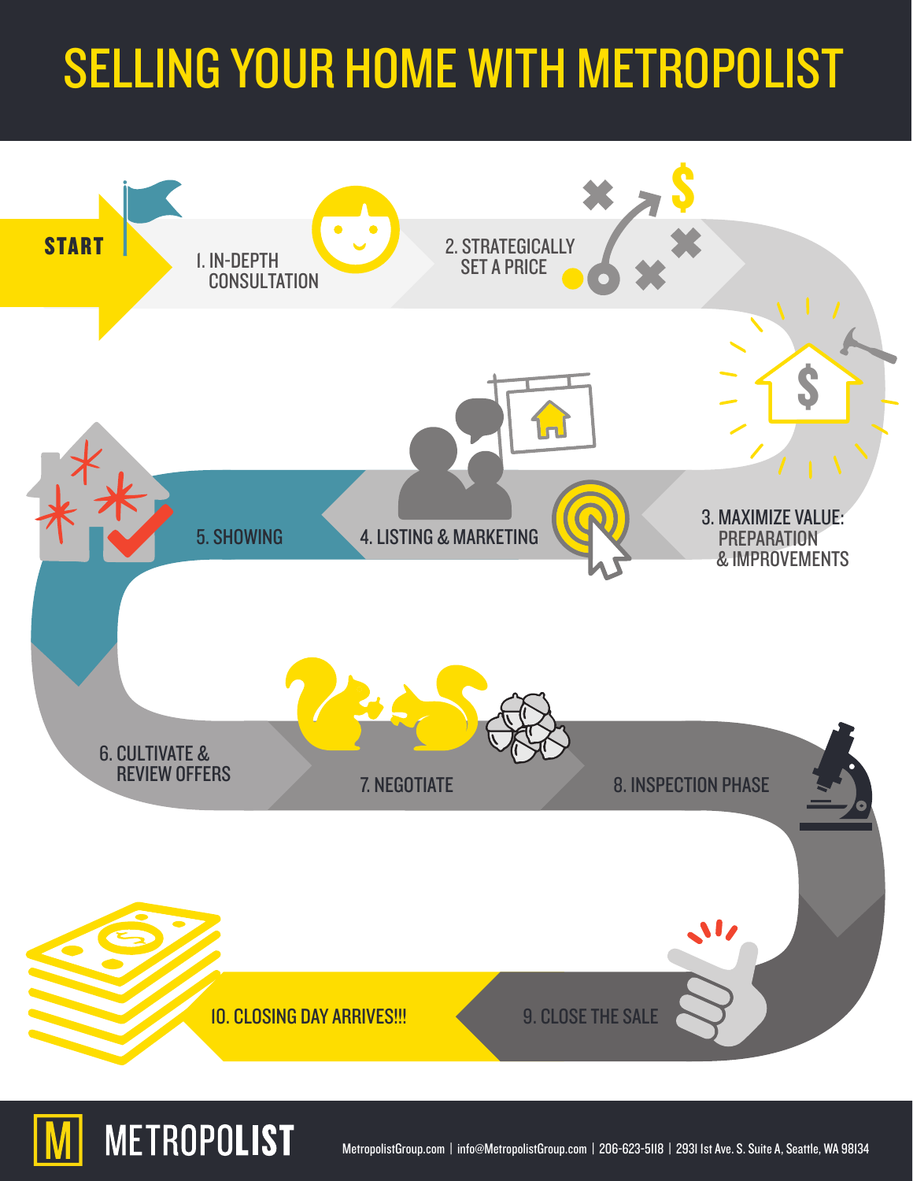# SELLING YOUR HOME WITH METROPOLIST

START

1. IN-DEPTH CONSULTATION
2. STRATEGICALLY SET A PRICE
3. MAXIMIZE VALUE: PREPARATION & IMPROVEMENTS
4. LISTING & MARKETING
5. SHOWING
6. CULTIVATE & REVIEW OFFERS
7. NEGOTIATE
8. INSPECTION PHASE
9. CLOSE THE SALE
10. CLOSING DAY ARRIVES!!!

METROPOLIST

MetropolistGroup.com | info@MetropolistGroup.com | 206-623-5118 | 2931 1st Ave. S. Suite A, Seattle, WA 98134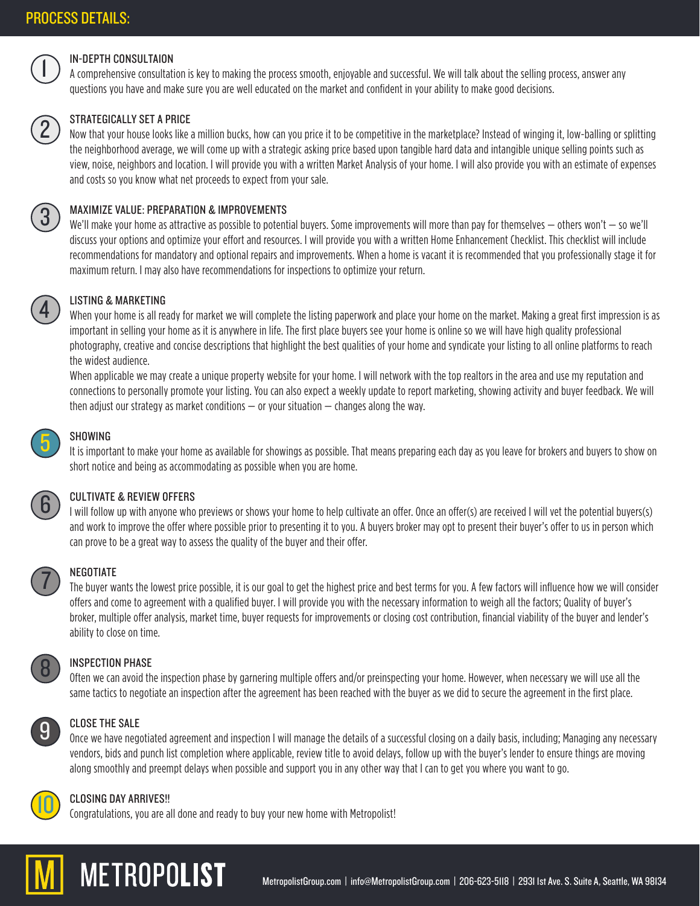# PROCESS DETAILS:

## 1 IN-DEPTH CONSULTAION

A comprehensive consultation is key to making the process smooth, enjoyable and successful. We will talk about the selling process, answer any questions you have and make sure you are well educated on the market and confident in your ability to make good decisions.

## 2 STRATEGICALLY SET A PRICE

Now that your house looks like a million bucks, how can you price it to be competitive in the marketplace? Instead of winging it, low-balling or splitting the neighborhood average, we will come up with a strategic asking price based upon tangible hard data and intangible unique selling points such as view, noise, neighbors and location. I will provide you with a written Market Analysis of your home. I will also provide you with an estimate of expenses and costs so you know what net proceeds to expect from your sale.

## 3 MAXIMIZE VALUE: PREPARATION & IMPROVEMENTS

We'll make your home as attractive as possible to potential buyers. Some improvements will more than pay for themselves — others won't — so we'll discuss your options and optimize your effort and resources. I will provide you with a written Home Enhancement Checklist. This checklist will include recommendations for mandatory and optional repairs and improvements. When a home is vacant it is recommended that you professionally stage it for maximum return. I may also have recommendations for inspections to optimize your return.

## 4 LISTING & MARKETING

When your home is all ready for market we will complete the listing paperwork and place your home on the market. Making a great first impression is as important in selling your home as it is anywhere in life. The first place buyers see your home is online so we will have high quality professional photography, creative and concise descriptions that highlight the best qualities of your home and syndicate your listing to all online platforms to reach the widest audience.

When applicable we may create a unique property website for your home. I will network with the top realtors in the area and use my reputation and connections to personally promote your listing. You can also expect a weekly update to report marketing, showing activity and buyer feedback. We will then adjust our strategy as market conditions — or your situation — changes along the way.

## 5 SHOWING

It is important to make your home as available for showings as possible. That means preparing each day as you leave for brokers and buyers to show on short notice and being as accommodating as possible when you are home.

## 6 CULTIVATE & REVIEW OFFERS

I will follow up with anyone who previews or shows your home to help cultivate an offer. Once an offer(s) are received I will vet the potential buyers(s) and work to improve the offer where possible prior to presenting it to you. A buyers broker may opt to present their buyer's offer to us in person which can prove to be a great way to assess the quality of the buyer and their offer.

## 7 NEGOTIATE

The buyer wants the lowest price possible, it is our goal to get the highest price and best terms for you. A few factors will influence how we will consider offers and come to agreement with a qualified buyer. I will provide you with the necessary information to weigh all the factors; Quality of buyer's broker, multiple offer analysis, market time, buyer requests for improvements or closing cost contribution, financial viability of the buyer and lender's ability to close on time.

## 8 INSPECTION PHASE

Often we can avoid the inspection phase by garnering multiple offers and/or preinspecting your home. However, when necessary we will use all the same tactics to negotiate an inspection after the agreement has been reached with the buyer as we did to secure the agreement in the first place.

## 9 CLOSE THE SALE

Once we have negotiated agreement and inspection I will manage the details of a successful closing on a daily basis, including; Managing any necessary vendors, bids and punch list completion where applicable, review title to avoid delays, follow up with the buyer's lender to ensure things are moving along smoothly and preempt delays when possible and support you in any other way that I can to get you where you want to go.

## 10 CLOSING DAY ARRIVES!!

Congratulations, you are all done and ready to buy your new home with Metropolist!

METROPOLIST

MetropolistGroup.com | info@MetropolistGroup.com | 206-623-5118 | 2931 1st Ave. S. Suite A, Seattle, WA 98134